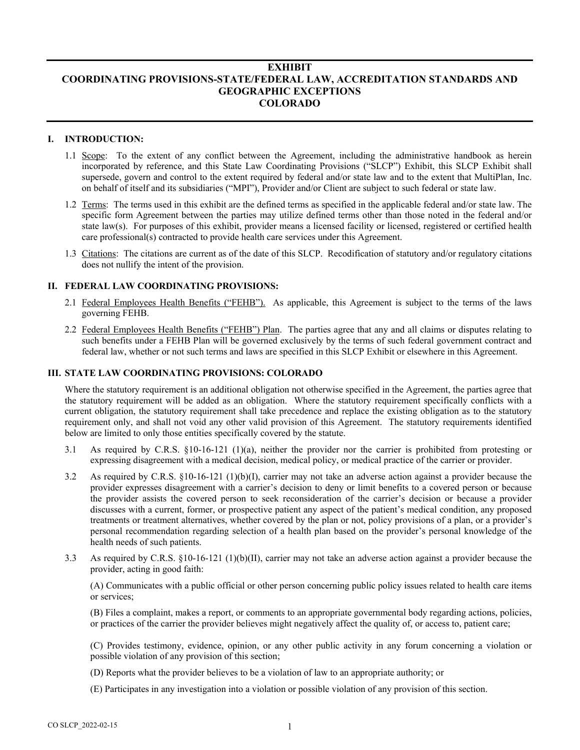# EXHIBIT
# COORDINATING PROVISIONS-STATE/FEDERAL LAW, ACCREDITATION STANDARDS AND GEOGRAPHIC EXCEPTIONS
# COLORADO

## I. INTRODUCTION:

1.1 Scope: To the extent of any conflict between the Agreement, including the administrative handbook as herein incorporated by reference, and this State Law Coordinating Provisions ("SLCP") Exhibit, this SLCP Exhibit shall supersede, govern and control to the extent required by federal and/or state law and to the extent that MultiPlan, Inc. on behalf of itself and its subsidiaries ("MPI"), Provider and/or Client are subject to such federal or state law.

1.2 Terms: The terms used in this exhibit are the defined terms as specified in the applicable federal and/or state law. The specific form Agreement between the parties may utilize defined terms other than those noted in the federal and/or state law(s). For purposes of this exhibit, provider means a licensed facility or licensed, registered or certified health care professional(s) contracted to provide health care services under this Agreement.

1.3 Citations: The citations are current as of the date of this SLCP. Recodification of statutory and/or regulatory citations does not nullify the intent of the provision.

## II. FEDERAL LAW COORDINATING PROVISIONS:

2.1 Federal Employees Health Benefits ("FEHB"). As applicable, this Agreement is subject to the terms of the laws governing FEHB.

2.2 Federal Employees Health Benefits ("FEHB") Plan. The parties agree that any and all claims or disputes relating to such benefits under a FEHB Plan will be governed exclusively by the terms of such federal government contract and federal law, whether or not such terms and laws are specified in this SLCP Exhibit or elsewhere in this Agreement.

## III. STATE LAW COORDINATING PROVISIONS: COLORADO

Where the statutory requirement is an additional obligation not otherwise specified in the Agreement, the parties agree that the statutory requirement will be added as an obligation. Where the statutory requirement specifically conflicts with a current obligation, the statutory requirement shall take precedence and replace the existing obligation as to the statutory requirement only, and shall not void any other valid provision of this Agreement. The statutory requirements identified below are limited to only those entities specifically covered by the statute.

3.1 As required by C.R.S. §10-16-121 (1)(a), neither the provider nor the carrier is prohibited from protesting or expressing disagreement with a medical decision, medical policy, or medical practice of the carrier or provider.

3.2 As required by C.R.S. §10-16-121 (1)(b)(I), carrier may not take an adverse action against a provider because the provider expresses disagreement with a carrier's decision to deny or limit benefits to a covered person or because the provider assists the covered person to seek reconsideration of the carrier's decision or because a provider discusses with a current, former, or prospective patient any aspect of the patient's medical condition, any proposed treatments or treatment alternatives, whether covered by the plan or not, policy provisions of a plan, or a provider's personal recommendation regarding selection of a health plan based on the provider's personal knowledge of the health needs of such patients.

3.3 As required by C.R.S. §10-16-121 (1)(b)(II), carrier may not take an adverse action against a provider because the provider, acting in good faith:

(A) Communicates with a public official or other person concerning public policy issues related to health care items or services;

(B) Files a complaint, makes a report, or comments to an appropriate governmental body regarding actions, policies, or practices of the carrier the provider believes might negatively affect the quality of, or access to, patient care;

(C) Provides testimony, evidence, opinion, or any other public activity in any forum concerning a violation or possible violation of any provision of this section;

(D) Reports what the provider believes to be a violation of law to an appropriate authority; or

(E) Participates in any investigation into a violation or possible violation of any provision of this section.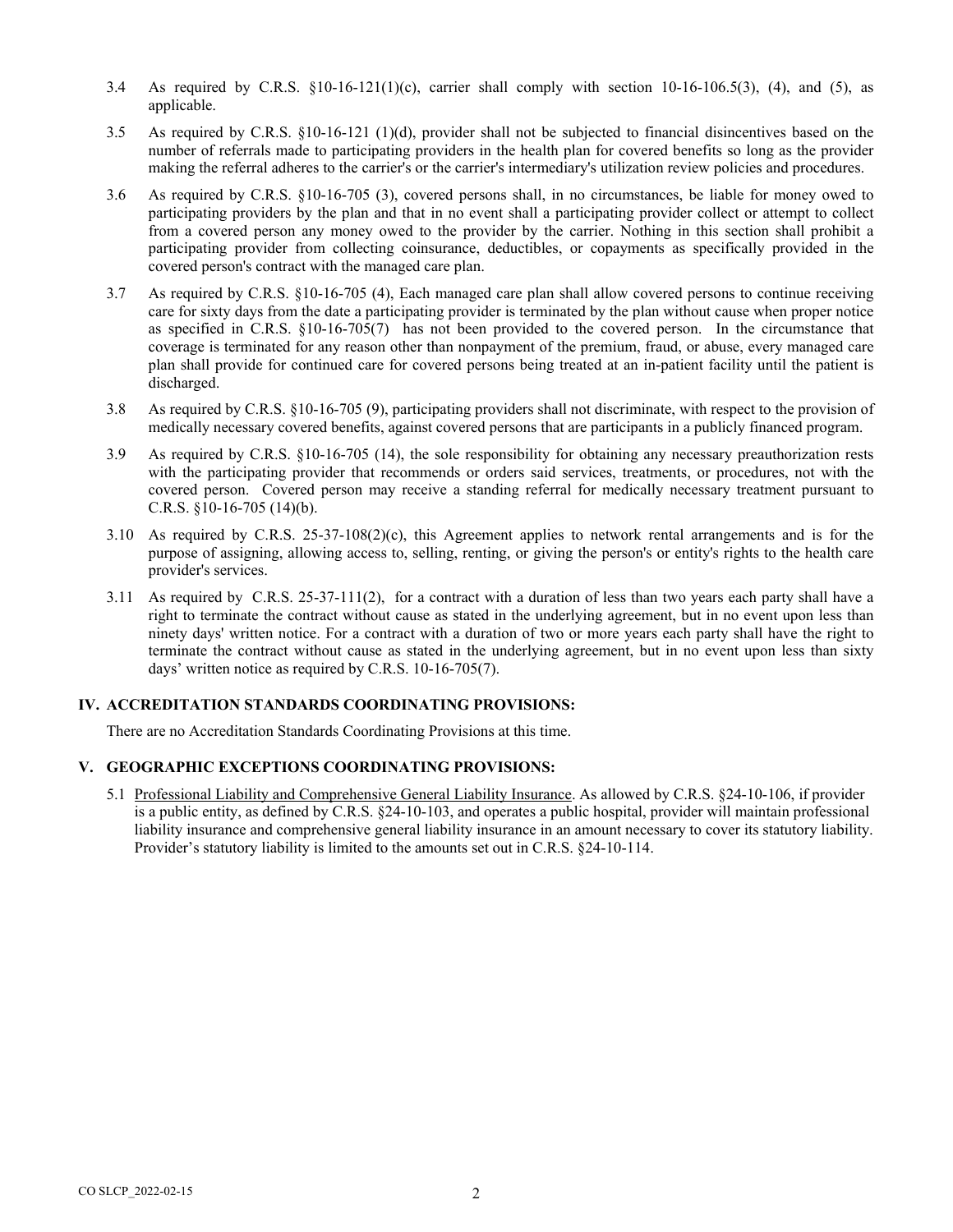3.4 As required by C.R.S. §10-16-121(1)(c), carrier shall comply with section 10-16-106.5(3), (4), and (5), as applicable.

3.5 As required by C.R.S. §10-16-121 (1)(d), provider shall not be subjected to financial disincentives based on the number of referrals made to participating providers in the health plan for covered benefits so long as the provider making the referral adheres to the carrier's or the carrier's intermediary's utilization review policies and procedures.

3.6 As required by C.R.S. §10-16-705 (3), covered persons shall, in no circumstances, be liable for money owed to participating providers by the plan and that in no event shall a participating provider collect or attempt to collect from a covered person any money owed to the provider by the carrier. Nothing in this section shall prohibit a participating provider from collecting coinsurance, deductibles, or copayments as specifically provided in the covered person's contract with the managed care plan.

3.7 As required by C.R.S. §10-16-705 (4), Each managed care plan shall allow covered persons to continue receiving care for sixty days from the date a participating provider is terminated by the plan without cause when proper notice as specified in C.R.S. §10-16-705(7) has not been provided to the covered person. In the circumstance that coverage is terminated for any reason other than nonpayment of the premium, fraud, or abuse, every managed care plan shall provide for continued care for covered persons being treated at an in-patient facility until the patient is discharged.

3.8 As required by C.R.S. §10-16-705 (9), participating providers shall not discriminate, with respect to the provision of medically necessary covered benefits, against covered persons that are participants in a publicly financed program.

3.9 As required by C.R.S. §10-16-705 (14), the sole responsibility for obtaining any necessary preauthorization rests with the participating provider that recommends or orders said services, treatments, or procedures, not with the covered person. Covered person may receive a standing referral for medically necessary treatment pursuant to C.R.S. §10-16-705 (14)(b).

3.10 As required by C.R.S. 25-37-108(2)(c), this Agreement applies to network rental arrangements and is for the purpose of assigning, allowing access to, selling, renting, or giving the person's or entity's rights to the health care provider's services.

3.11 As required by C.R.S. 25-37-111(2), for a contract with a duration of less than two years each party shall have a right to terminate the contract without cause as stated in the underlying agreement, but in no event upon less than ninety days' written notice. For a contract with a duration of two or more years each party shall have the right to terminate the contract without cause as stated in the underlying agreement, but in no event upon less than sixty days' written notice as required by C.R.S. 10-16-705(7).

## IV. ACCREDITATION STANDARDS COORDINATING PROVISIONS:

There are no Accreditation Standards Coordinating Provisions at this time.

## V. GEOGRAPHIC EXCEPTIONS COORDINATING PROVISIONS:

5.1 Professional Liability and Comprehensive General Liability Insurance. As allowed by C.R.S. §24-10-106, if provider is a public entity, as defined by C.R.S. §24-10-103, and operates a public hospital, provider will maintain professional liability insurance and comprehensive general liability insurance in an amount necessary to cover its statutory liability. Provider's statutory liability is limited to the amounts set out in C.R.S. §24-10-114.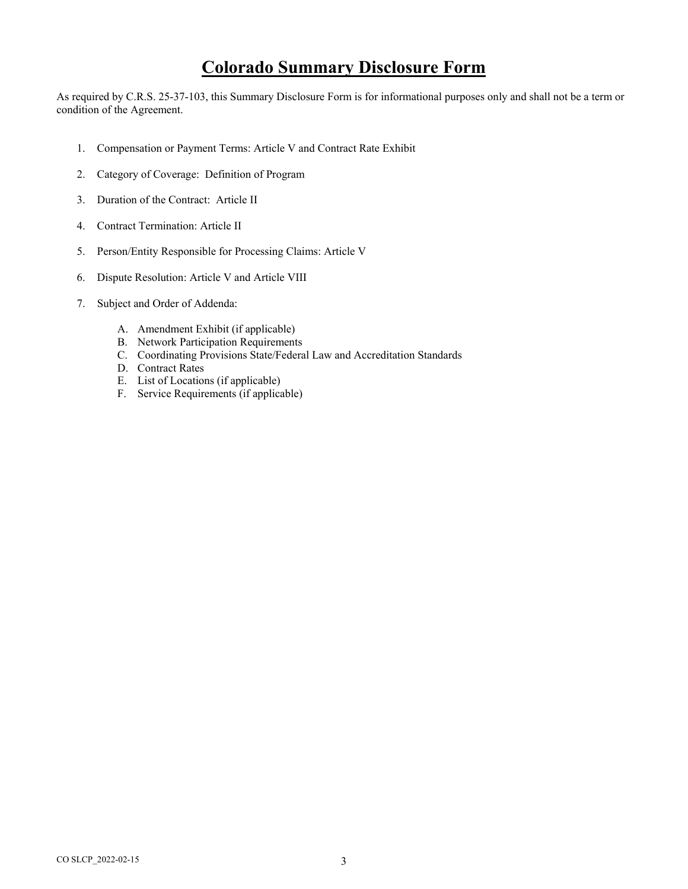# Colorado Summary Disclosure Form

As required by C.R.S. 25-37-103, this Summary Disclosure Form is for informational purposes only and shall not be a term or condition of the Agreement.

1. Compensation or Payment Terms: Article V and Contract Rate Exhibit
2. Category of Coverage: Definition of Program
3. Duration of the Contract: Article II
4. Contract Termination: Article II
5. Person/Entity Responsible for Processing Claims: Article V
6. Dispute Resolution: Article V and Article VIII
7. Subject and Order of Addenda:
   - A. Amendment Exhibit (if applicable)
   - B. Network Participation Requirements
   - C. Coordinating Provisions State/Federal Law and Accreditation Standards
   - D. Contract Rates
   - E. List of Locations (if applicable)
   - F. Service Requirements (if applicable)